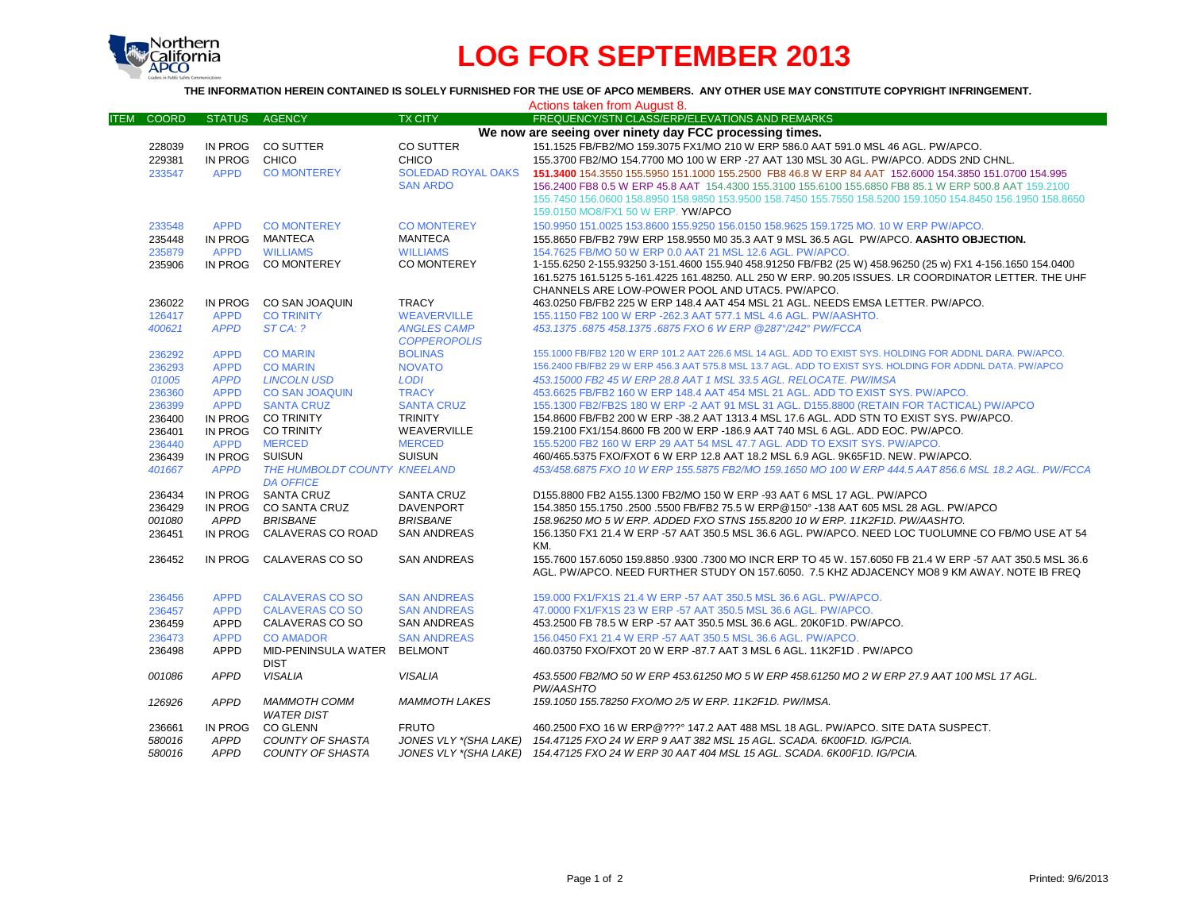# LOG FOR SEPTEMBER 2013

**THE INFORMATION HEREIN CONTAINED IS SOLELY FURNISHED FOR THE USE OF APCO MEMBERS. ANY OTHER USE MAY CONSTITUTE COPYRIGHT INFRINGEMENT.**

Actions taken from August 8.

| ITEM | COORD | STATUS | AGENCY | TX CITY | FREQUENCY/STN CLASS/ERP/ELEVATIONS AND REMARKS |
|---|---|---|---|---|---|
| | | | | | **We now are seeing over ninety day FCC processing times.** |
| | 228039 | IN PROG | CO SUTTER | CO SUTTER | 151.1525 FB/FB2/MO 159.3075 FX1/MO 210 W ERP 586.0 AAT 591.0 MSL 46 AGL. PW/APCO. |
| | 229381 | IN PROG | CHICO | CHICO | 155.3700 FB2/MO 154.7700 MO 100 W ERP -27 AAT 130 MSL 30 AGL. PW/APCO. ADDS 2ND CHNL. |
| | 233547 | APPD | CO MONTEREY | SOLEDAD ROYAL OAKS SAN ARDO | **151.3400** 154.3550 155.5950 151.1000 155.2500 FB8 46.8 W ERP 84 AAT 152.6000 154.3850 151.0700 154.995 156.2400 FB8 0.5 W ERP 45.8 AAT 154.4300 155.3100 155.6100 155.6850 FB8 85.1 W ERP 500.8 AAT 159.2100 155.7450 156.0600 158.8950 159.9850 153.9500 158.7450 155.7550 158.5200 159.1050 154.8450 156.1950 158.8650 159.0150 MO8/FX1 50 W ERP. YW/APCO |
| | 233548 | APPD | CO MONTEREY | CO MONTEREY | 150.9950 151.0025 153.8600 155.9250 156.0150 158.9625 159.1725 MO. 10 W ERP PW/APCO. |
| | 235448 | IN PROG | MANTECA | MANTECA | 155.8650 FB/FB2 79W ERP 158.9550 M0 35.3 AAT 9 MSL 36.5 AGL PW/APCO. **AASHTO OBJECTION.** |
| | 235879 | APPD | WILLIAMS | WILLIAMS | 154.7625 FB/MO 50 W ERP 0.0 AAT 21 MSL 12.6 AGL. PW/APCO. |
| | 235906 | IN PROG | CO MONTEREY | CO MONTEREY | 1-155.6250 2-155.93250 3-151.4600 155.940 458.91250 FB/FB2 (25 W) 458.96250 (25 w) FX1 4-156.1650 154.0400 161.5275 161.5125 5-161.4225 161.48250. ALL 250 W ERP. 90.205 ISSUES. LR COORDINATOR LETTER. THE UHF CHANNELS ARE LOW-POWER POOL AND UTAC5. PW/APCO. |
| | 236022 | IN PROG | CO SAN JOAQUIN | TRACY | 463.0250 FB/FB2 225 W ERP 148.4 AAT 454 MSL 21 AGL. NEEDS EMSA LETTER. PW/APCO. |
| | 126417 | APPD | CO TRINITY | WEAVERVILLE | 155.1150 FB2 100 W ERP -262.3 AAT 577.1 MSL 4.6 AGL. PW/AASHTO. |
| | *400621* | *APPD* | *ST CA: ?* | *ANGLES CAMP COPPEROPOLIS* | *453.1375 .6875 458.1375 .6875 FXO 6 W ERP @287°/242° PW/FCCA* |
| | 236292 | APPD | CO MARIN | BOLINAS | 155.1000 FB/FB2 120 W ERP 101.2 AAT 226.6 MSL 14 AGL. ADD TO EXIST SYS. HOLDING FOR ADDNL DARA. PW/APCO. |
| | 236293 | APPD | CO MARIN | NOVATO | 156.2400 FB/FB2 29 W ERP 456.3 AAT 575.8 MSL 13.7 AGL. ADD TO EXIST SYS. HOLDING FOR ADDNL DATA. PW/APCO |
| | *01005* | *APPD* | *LINCOLN USD* | *LODI* | *453.15000 FB2 45 W ERP 28.8 AAT 1 MSL 33.5 AGL. RELOCATE. PW/IMSA* |
| | 236360 | APPD | CO SAN JOAQUIN | TRACY | 453.6625 FB/FB2 160 W ERP 148.4 AAT 454 MSL 21 AGL. ADD TO EXIST SYS. PW/APCO. |
| | 236399 | APPD | SANTA CRUZ | SANTA CRUZ | 155.1300 FB2/FB2S 180 W ERP -2 AAT 91 MSL 31 AGL. D155.8800 (RETAIN FOR TACTICAL) PW/APCO |
| | 236400 | IN PROG | CO TRINITY | TRINITY | 154.8600 FB/FB2 200 W ERP -38.2 AAT 1313.4 MSL 17.6 AGL. ADD STN TO EXIST SYS. PW/APCO. |
| | 236401 | IN PROG | CO TRINITY | WEAVERVILLE | 159.2100 FX1/154.8600 FB 200 W ERP -186.9 AAT 740 MSL 6 AGL. ADD EOC. PW/APCO. |
| | 236440 | APPD | MERCED | MERCED | 155.5200 FB2 160 W ERP 29 AAT 54 MSL 47.7 AGL. ADD TO EXSIT SYS. PW/APCO. |
| | 236439 | IN PROG | SUISUN | SUISUN | 460/465.5375 FXO/FXOT 6 W ERP 12.8 AAT 18.2 MSL 6.9 AGL. 9K65F1D. NEW. PW/APCO. |
| | *401667* | *APPD* | *THE HUMBOLDT COUNTY DA OFFICE* | *KNEELAND* | *453/458.6875 FXO 10 W ERP 155.5875 FB2/MO 159.1650 MO 100 W ERP 444.5 AAT 856.6 MSL 18.2 AGL. PW/FCCA* |
| | 236434 | IN PROG | SANTA CRUZ | SANTA CRUZ | D155.8800 FB2 A155.1300 FB2/MO 150 W ERP -93 AAT 6 MSL 17 AGL. PW/APCO |
| | 236429 | IN PROG | CO SANTA CRUZ | DAVENPORT | 154.3850 155.1750 .2500 .5500 FB/FB2 75.5 W ERP@150° -138 AAT 605 MSL 28 AGL. PW/APCO |
| | *001080* | *APPD* | *BRISBANE* | *BRISBANE* | *158.96250 MO 5 W ERP. ADDED FXO STNS 155.8200 10 W ERP. 11K2F1D. PW/AASHTO.* |
| | 236451 | IN PROG | CALAVERAS CO ROAD | SAN ANDREAS | 156.1350 FX1 21.4 W ERP -57 AAT 350.5 MSL 36.6 AGL. PW/APCO. NEED LOC TUOLUMNE CO FB/MO USE AT 54 KM. |
| | 236452 | IN PROG | CALAVERAS CO SO | SAN ANDREAS | 155.7600 157.6050 159.8850 .9300 .7300 MO INCR ERP TO 45 W. 157.6050 FB 21.4 W ERP -57 AAT 350.5 MSL 36.6 AGL. PW/APCO. NEED FURTHER STUDY ON 157.6050. 7.5 KHZ ADJACENCY MO8 9 KM AWAY. NOTE IB FREQ |
| | 236456 | APPD | CALAVERAS CO SO | SAN ANDREAS | 159.000 FX1/FX1S 21.4 W ERP -57 AAT 350.5 MSL 36.6 AGL. PW/APCO. |
| | 236457 | APPD | CALAVERAS CO SO | SAN ANDREAS | 47.0000 FX1/FX1S 23 W ERP -57 AAT 350.5 MSL 36.6 AGL. PW/APCO. |
| | 236459 | APPD | CALAVERAS CO SO | SAN ANDREAS | 453.2500 FB 78.5 W ERP -57 AAT 350.5 MSL 36.6 AGL. 20K0F1D. PW/APCO. |
| | 236473 | APPD | CO AMADOR | SAN ANDREAS | 156.0450 FX1 21.4 W ERP -57 AAT 350.5 MSL 36.6 AGL. PW/APCO. |
| | 236498 | APPD | MID-PENINSULA WATER DIST | BELMONT | 460.03750 FXO/FXOT 20 W ERP -87.7 AAT 3 MSL 6 AGL. 11K2F1D . PW/APCO |
| | *001086* | *APPD* | *VISALIA* | *VISALIA* | *453.5500 FB2/MO 50 W ERP 453.61250 MO 5 W ERP 458.61250 MO 2 W ERP 27.9 AAT 100 MSL 17 AGL. PW/AASHTO* |
| | *126926* | *APPD* | *MAMMOTH COMM WATER DIST* | *MAMMOTH LAKES* | *159.1050 155.78250 FXO/MO 2/5 W ERP. 11K2F1D. PW/IMSA.* |
| | 236661 | IN PROG | CO GLENN | FRUTO | 460.2500 FXO 16 W ERP@???° 147.2 AAT 488 MSL 18 AGL. PW/APCO. SITE DATA SUSPECT. |
| | *580016* | *APPD* | *COUNTY OF SHASTA* | *JONES VLY \*(SHA LAKE)* | *154.47125 FXO 24 W ERP 9 AAT 382 MSL 15 AGL. SCADA. 6K00F1D. IG/PCIA.* |
| | *580016* | *APPD* | *COUNTY OF SHASTA* | *JONES VLY \*(SHA LAKE)* | *154.47125 FXO 24 W ERP 30 AAT 404 MSL 15 AGL. SCADA. 6K00F1D. IG/PCIA.* |

Printed: 9/6/2013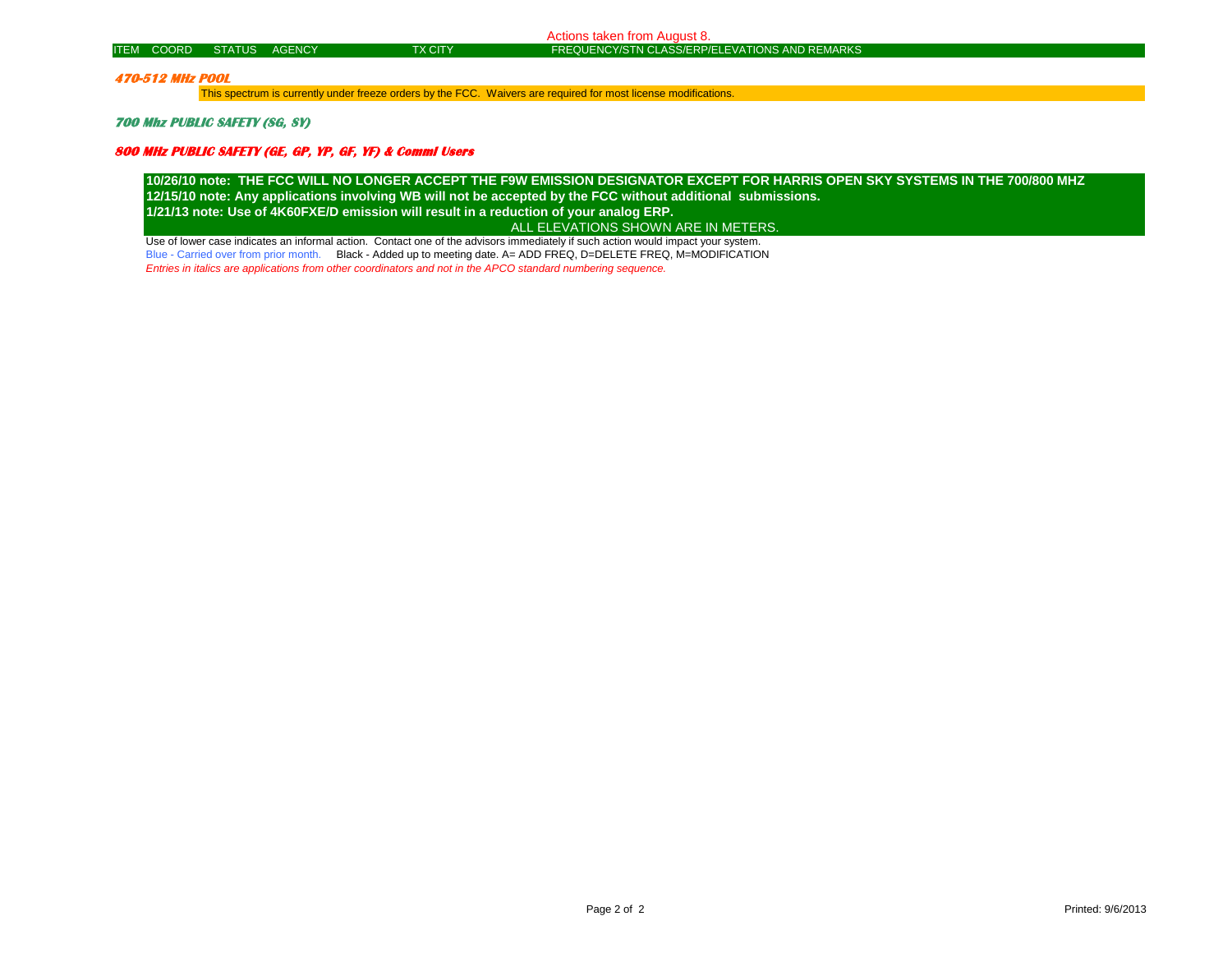Actions taken from August 8.

| ITEM | COORD | STATUS | AGENCY | TX CITY | FREQUENCY/STN CLASS/ERP/ELEVATIONS AND REMARKS |
| --- | --- | --- | --- | --- | --- |

***470-512 MHz POOL***

This spectrum is currently under freeze orders by the FCC.  Waivers are required for most license modifications.

***700 Mhz PUBLIC SAFETY (SG, SY)***

***800 MHz PUBLIC SAFETY (GE, GP, YP, GF, YF) & Comml Users***

**10/26/10 note:  THE FCC WILL NO LONGER ACCEPT THE F9W EMISSION DESIGNATOR EXCEPT FOR HARRIS OPEN SKY SYSTEMS IN THE 700/800 MHZ**
**12/15/10 note: Any applications involving WB will not be accepted by the FCC without additional  submissions.**
**1/21/13 note: Use of 4K60FXE/D emission will result in a reduction of your analog ERP.**

ALL ELEVATIONS SHOWN ARE IN METERS.

Use of lower case indicates an informal action.  Contact one of the advisors immediately if such action would impact your system.

Blue - Carried over from prior month.     Black - Added up to meeting date. A= ADD FREQ, D=DELETE FREQ, M=MODIFICATION

*Entries in italics are applications from other coordinators and not in the APCO standard numbering sequence.*